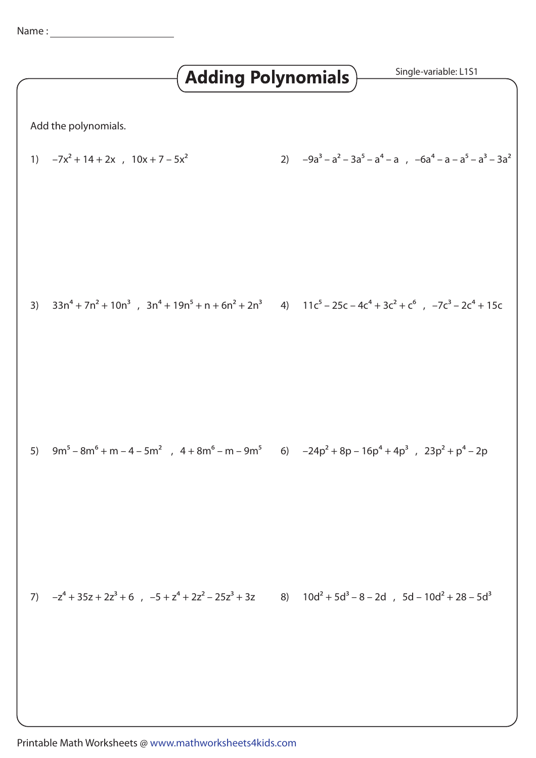Name : ____________________

# Adding Polynomials

Single-variable: L1S1

Add the polynomials.

1) $-7x^2 + 14 + 2x \ , \ 10x + 7 - 5x^2$

2) $-9a^3 - a^2 - 3a^5 - a^4 - a \ , \ -6a^4 - a - a^5 - a^3 - 3a^2$

3) $33n^4 + 7n^2 + 10n^3 \ , \ 3n^4 + 19n^5 + n + 6n^2 + 2n^3$

4) $11c^5 - 25c - 4c^4 + 3c^2 + c^6 \ , \ -7c^3 - 2c^4 + 15c$

5) $9m^5 - 8m^6 + m - 4 - 5m^2 \ , \ 4 + 8m^6 - m - 9m^5$

6) $-24p^2 + 8p - 16p^4 + 4p^3 \ , \ 23p^2 + p^4 - 2p$

7) $-z^4 + 35z + 2z^3 + 6 \ , \ -5 + z^4 + 2z^2 - 25z^3 + 3z$

8) $10d^2 + 5d^3 - 8 - 2d \ , \ 5d - 10d^2 + 28 - 5d^3$

Printable Math Worksheets @ www.mathworksheets4kids.com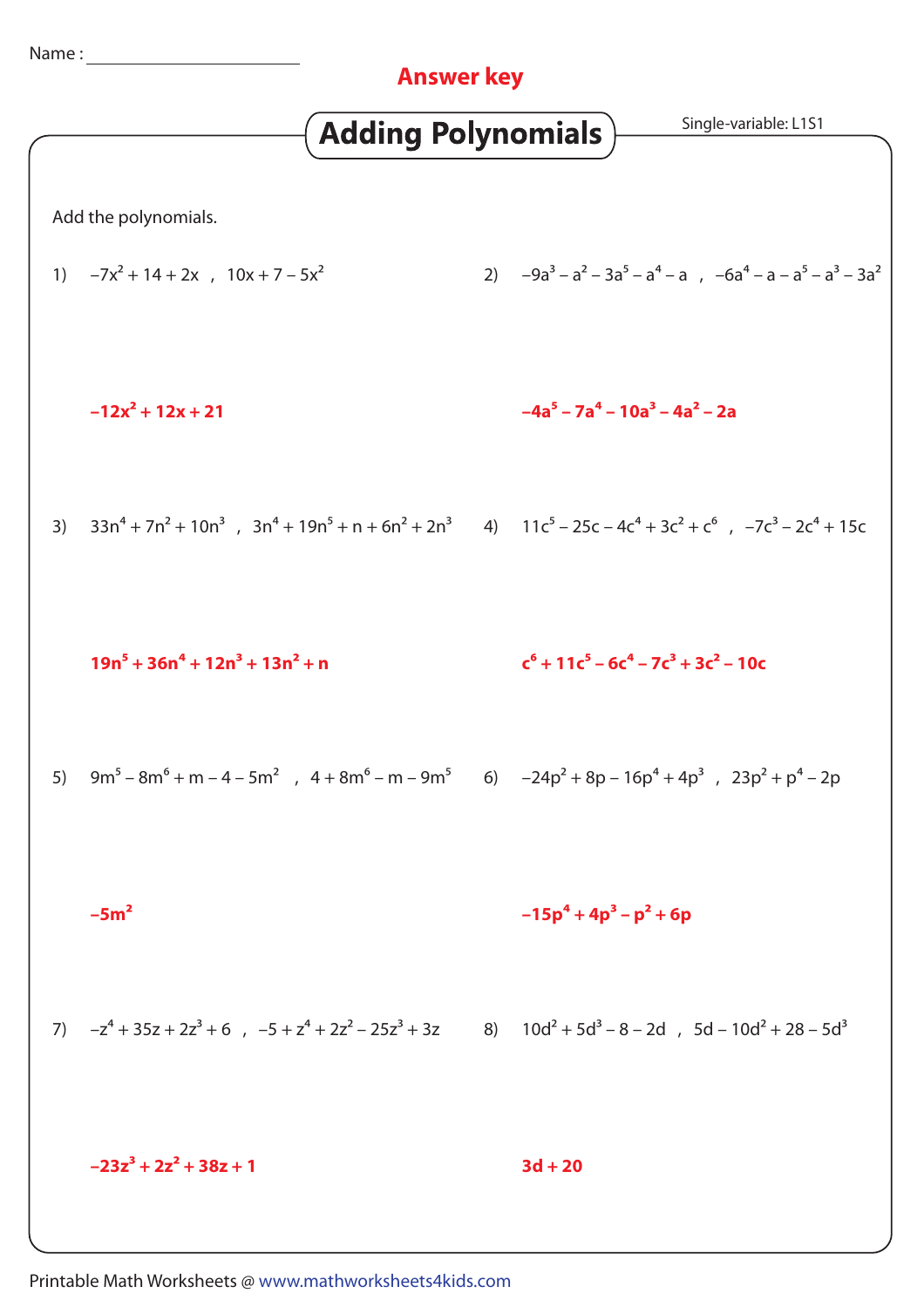Name : ______________________

**Answer key**

# Adding Polynomials

Single-variable: L1S1

Add the polynomials.

1) $-7x^2 + 14 + 2x$ , $10x + 7 - 5x^2$

**$-12x^2 + 12x + 21$**

2) $-9a^3 - a^2 - 3a^5 - a^4 - a$ , $-6a^4 - a - a^5 - a^3 - 3a^2$

**$-4a^5 - 7a^4 - 10a^3 - 4a^2 - 2a$**

3) $33n^4 + 7n^2 + 10n^3$ , $3n^4 + 19n^5 + n + 6n^2 + 2n^3$

**$19n^5 + 36n^4 + 12n^3 + 13n^2 + n$**

4) $11c^5 - 25c - 4c^4 + 3c^2 + c^6$ , $-7c^3 - 2c^4 + 15c$

**$c^6 + 11c^5 - 6c^4 - 7c^3 + 3c^2 - 10c$**

5) $9m^5 - 8m^6 + m - 4 - 5m^2$ , $4 + 8m^6 - m - 9m^5$

**$-5m^2$**

6) $-24p^2 + 8p - 16p^4 + 4p^3$ , $23p^2 + p^4 - 2p$

**$-15p^4 + 4p^3 - p^2 + 6p$**

7) $-z^4 + 35z + 2z^3 + 6$ , $-5 + z^4 + 2z^2 - 25z^3 + 3z$

**$-23z^3 + 2z^2 + 38z + 1$**

8) $10d^2 + 5d^3 - 8 - 2d$ , $5d - 10d^2 + 28 - 5d^3$

**$3d + 20$**

Printable Math Worksheets @ www.mathworksheets4kids.com